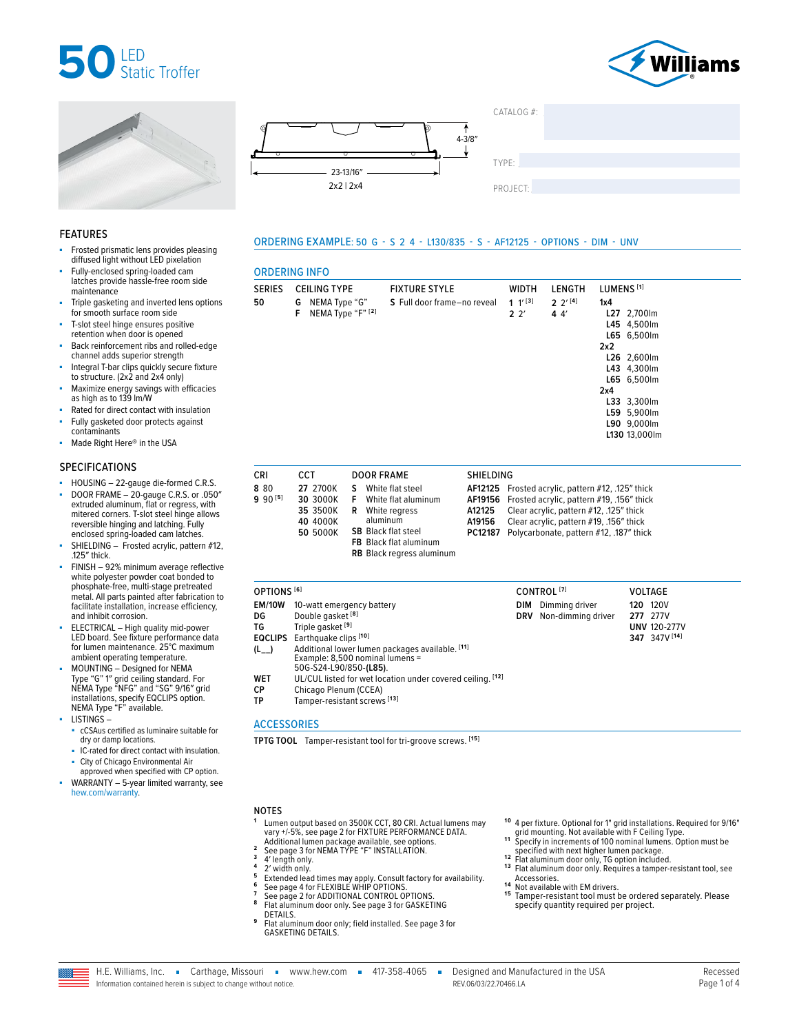# 50 LED Static Troffer

Williams

4-3/8″

23-13/16″

2x2 | 2x4

CATALOG #:

TYPE:

PROJECT:

## FEATURES

- Frosted prismatic lens provides pleasing diffused light without LED pixelation
- Fully-enclosed spring-loaded cam latches provide hassle-free room side maintenance
- Triple gasketing and inverted lens options for smooth surface room side
- T-slot steel hinge ensures positive retention when door is opened
- Back reinforcement ribs and rolled-edge channel adds superior strength
- Integral T-bar clips quickly secure fixture to structure. (2x2 and 2x4 only)
- Maximize energy savings with efficacies as high as to 139 lm/W
- Rated for direct contact with insulation
- Fully gasketed door protects against contaminants
- Made Right Here® in the USA

## SPECIFICATIONS

- HOUSING – 22-gauge die-formed C.R.S.
- DOOR FRAME – 20-gauge C.R.S. or .050″ extruded aluminum, flat or regress, with mitered corners. T-slot steel hinge allows reversible hinging and latching. Fully enclosed spring-loaded cam latches.
- SHIELDING – Frosted acrylic, pattern #12, .125″ thick.
- FINISH – 92% minimum average reflective white polyester powder coat bonded to phosphate-free, multi-stage pretreated metal. All parts painted after fabrication to facilitate installation, increase efficiency, and inhibit corrosion.
- ELECTRICAL – High quality mid-power LED board. See fixture performance data for lumen maintenance. 25°C maximum ambient operating temperature.
- MOUNTING – Designed for NEMA Type "G" 1″ grid ceiling standard. For NEMA Type "NFG" and "SG" 9/16″ grid installations, specify EQCLIPS option. NEMA Type "F" available.
- LISTINGS –
  - cCSAus certified as luminaire suitable for dry or damp locations.
  - IC-rated for direct contact with insulation.
  - City of Chicago Environmental Air approved when specified with CP option.
- WARRANTY – 5-year limited warranty, see hew.com/warranty.

## ORDERING EXAMPLE: 50 G - S 2 4 - L130/835 - S - AF12125 - OPTIONS - DIM - UNV

## ORDERING INFO

| SERIES | CEILING TYPE | FIXTURE STYLE | WIDTH | LENGTH | LUMENS [1] |
|---|---|---|---|---|---|
| **50** | **G** NEMA Type "G" | **S** Full door frame—no reveal | **1** 1′ [3] | **2** 2′ [4] | **1x4** |
| | **F** NEMA Type "F" [2] | | **2** 2′ | **4** 4′ | **L27** 2,700lm |
| | | | | | **L45** 4,500lm |
| | | | | | **L65** 6,500lm |
| | | | | | **2x2** |
| | | | | | **L26** 2,600lm |
| | | | | | **L43** 4,300lm |
| | | | | | **L65** 6,500lm |
| | | | | | **2x4** |
| | | | | | **L33** 3,300lm |
| | | | | | **L59** 5,900lm |
| | | | | | **L90** 9,000lm |
| | | | | | **L130** 13,000lm |

| CRI | CCT | DOOR FRAME | SHIELDING |
|---|---|---|---|
| **8** 80 | **27** 2700K | **S** White flat steel | **AF12125** Frosted acrylic, pattern #12, .125″ thick |
| **9** 90 [5] | **30** 3000K | **F** White flat aluminum | **AF19156** Frosted acrylic, pattern #19, .156″ thick |
| | **35** 3500K | **R** White regress aluminum | **A12125** Clear acrylic, pattern #12, .125″ thick |
| | **40** 4000K | **SB** Black flat steel | **A19156** Clear acrylic, pattern #19, .156″ thick |
| | **50** 5000K | **FB** Black flat aluminum | **PC12187** Polycarbonate, pattern #12, .187″ thick |
| | | **RB** Black regress aluminum | |

| OPTIONS [6] | | CONTROL [7] | VOLTAGE |
|---|---|---|---|
| **EM/10W** | 10-watt emergency battery | **DIM** Dimming driver | **120** 120V |
| **DG** | Double gasket [8] | **DRV** Non-dimming driver | **277** 277V |
| **TG** | Triple gasket [9] | | **UNV** 120-277V |
| **EQCLIPS** | Earthquake clips [10] | | **347** 347V [14] |
| **(L__)** | Additional lower lumen packages available. [11] Example: 8,500 nominal lumens = 50G-S24-L90/850-**(L85)**. | | |
| **WET** | UL/CUL listed for wet location under covered ceiling. [12] | | |
| **CP** | Chicago Plenum (CCEA) | | |
| **TP** | Tamper-resistant screws [13] | | |

## ACCESSORIES

**TPTG TOOL** Tamper-resistant tool for tri-groove screws. [15]

## NOTES

1. Lumen output based on 3500K CCT, 80 CRI. Actual lumens may vary +/-5%, see page 2 for FIXTURE PERFORMANCE DATA. Additional lumen package available, see options.
2. See page 3 for NEMA TYPE "F" INSTALLATION.
3. 4′ length only.
4. 2′ width only.
5. Extended lead times may apply. Consult factory for availability.
6. See page 4 for FLEXIBLE WHIP OPTIONS.
7. See page 2 for ADDITIONAL CONTROL OPTIONS.
8. Flat aluminum door only. See page 3 for GASKETING DETAILS.
9. Flat aluminum door only; field installed. See page 3 for GASKETING DETAILS.
10. 4 per fixture. Optional for 1″ grid installations. Required for 9/16″ grid mounting. Not available with F Ceiling Type.
11. Specify in increments of 100 nominal lumens. Option must be specified with next higher lumen package.
12. Flat aluminum door only, TG option included.
13. Flat aluminum door only. Requires a tamper-resistant tool, see Accessories.
14. Not available with EM drivers.
15. Tamper-resistant tool must be ordered separately. Please specify quantity required per project.

H.E. Williams, Inc. ▪ Carthage, Missouri ▪ www.hew.com ▪ 417-358-4065 ▪ Designed and Manufactured in the USA

Information contained herein is subject to change without notice. REV.06/03/22.70466.LA

Recessed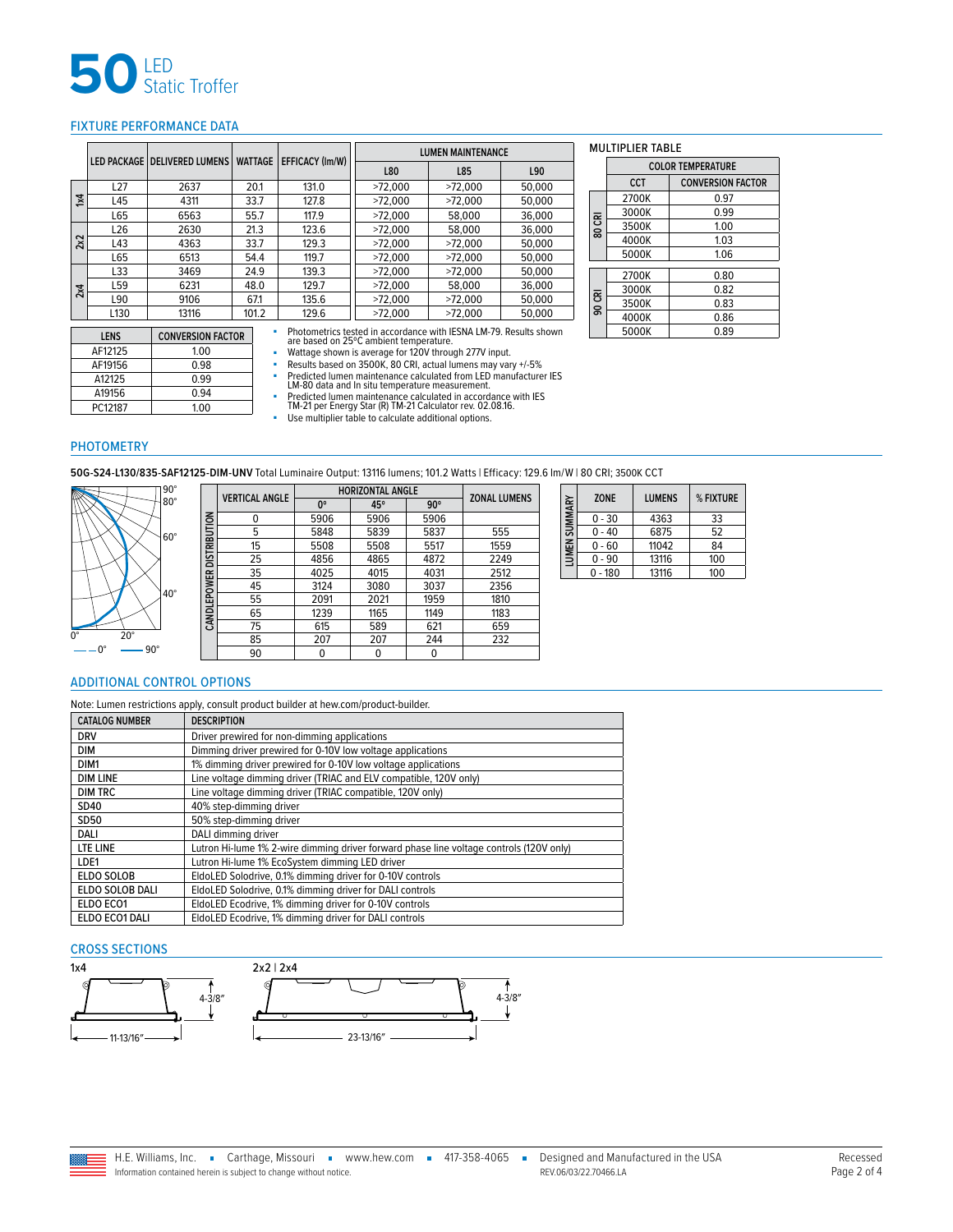# 50 LED Static Troffer

## FIXTURE PERFORMANCE DATA

| | LED PACKAGE | DELIVERED LUMENS | WATTAGE | EFFICACY (lm/W) | LUMEN MAINTENANCE L80 | LUMEN MAINTENANCE L85 | LUMEN MAINTENANCE L90 |
|---|---|---|---|---|---|---|---|
| 1x4 | L27 | 2637 | 20.1 | 131.0 | >72,000 | >72,000 | 50,000 |
| 1x4 | L45 | 4311 | 33.7 | 127.8 | >72,000 | >72,000 | 50,000 |
| 1x4 | L65 | 6563 | 55.7 | 117.9 | >72,000 | 58,000 | 36,000 |
| 2x2 | L26 | 2630 | 21.3 | 123.6 | >72,000 | 58,000 | 36,000 |
| 2x2 | L43 | 4363 | 33.7 | 129.3 | >72,000 | >72,000 | 50,000 |
| 2x2 | L65 | 6513 | 54.4 | 119.7 | >72,000 | >72,000 | 50,000 |
| 2x4 | L33 | 3469 | 24.9 | 139.3 | >72,000 | >72,000 | 50,000 |
| 2x4 | L59 | 6231 | 48.0 | 129.7 | >72,000 | 58,000 | 36,000 |
| 2x4 | L90 | 9106 | 67.1 | 135.6 | >72,000 | >72,000 | 50,000 |
| 2x4 | L130 | 13116 | 101.2 | 129.6 | >72,000 | >72,000 | 50,000 |

| LENS | CONVERSION FACTOR |
|---|---|
| AF12125 | 1.00 |
| AF19156 | 0.98 |
| A12125 | 0.99 |
| A19156 | 0.94 |
| PC12187 | 1.00 |

- Photometrics tested in accordance with IESNA LM-79. Results shown are based on 25°C ambient temperature.
- Wattage shown is average for 120V through 277V input.
- Results based on 3500K, 80 CRI, actual lumens may vary +/-5%
- Predicted lumen maintenance calculated from LED manufacturer IES LM-80 data and In situ temperature measurement.
- Predicted lumen maintenance calculated in accordance with IES TM-21 per Energy Star (R) TM-21 Calculator rev. 02.08.16.
- Use multiplier table to calculate additional options.

### MULTIPLIER TABLE

| | COLOR TEMPERATURE CCT | CONVERSION FACTOR |
|---|---|---|
| 80 CRI | 2700K | 0.97 |
| 80 CRI | 3000K | 0.99 |
| 80 CRI | 3500K | 1.00 |
| 80 CRI | 4000K | 1.03 |
| 80 CRI | 5000K | 1.06 |
| 90 CRI | 2700K | 0.80 |
| 90 CRI | 3000K | 0.82 |
| 90 CRI | 3500K | 0.83 |
| 90 CRI | 4000K | 0.86 |
| 90 CRI | 5000K | 0.89 |

## PHOTOMETRY

**50G-S24-L130/835-SAF12125-DIM-UNV** Total Luminaire Output: 13116 lumens; 101.2 Watts | Efficacy: 129.6 lm/W | 80 CRI; 3500K CCT

**CANDLEPOWER DISTRIBUTION**

| VERTICAL ANGLE | HORIZONTAL ANGLE 0° | 45° | 90° | ZONAL LUMENS |
|---|---|---|---|---|
| 0 | 5906 | 5906 | 5906 | |
| 5 | 5848 | 5839 | 5837 | 555 |
| 15 | 5508 | 5508 | 5517 | 1559 |
| 25 | 4856 | 4865 | 4872 | 2249 |
| 35 | 4025 | 4015 | 4031 | 2512 |
| 45 | 3124 | 3080 | 3037 | 2356 |
| 55 | 2091 | 2021 | 1959 | 1810 |
| 65 | 1239 | 1165 | 1149 | 1183 |
| 75 | 615 | 589 | 621 | 659 |
| 85 | 207 | 207 | 244 | 232 |
| 90 | 0 | 0 | 0 | |

**LUMEN SUMMARY**

| ZONE | LUMENS | % FIXTURE |
|---|---|---|
| 0 - 30 | 4363 | 33 |
| 0 - 40 | 6875 | 52 |
| 0 - 60 | 11042 | 84 |
| 0 - 90 | 13116 | 100 |
| 0 - 180 | 13116 | 100 |

## ADDITIONAL CONTROL OPTIONS

Note: Lumen restrictions apply, consult product builder at hew.com/product-builder.

| CATALOG NUMBER | DESCRIPTION |
|---|---|
| DRV | Driver prewired for non-dimming applications |
| DIM | Dimming driver prewired for 0-10V low voltage applications |
| DIM1 | 1% dimming driver prewired for 0-10V low voltage applications |
| DIM LINE | Line voltage dimming driver (TRIAC and ELV compatible, 120V only) |
| DIM TRC | Line voltage dimming driver (TRIAC compatible, 120V only) |
| SD40 | 40% step-dimming driver |
| SD50 | 50% step-dimming driver |
| DALI | DALI dimming driver |
| LTE LINE | Lutron Hi-lume 1% 2-wire dimming driver forward phase line voltage controls (120V only) |
| LDE1 | Lutron Hi-lume 1% EcoSystem dimming LED driver |
| ELDO SOLOB | EldoLED Solodrive, 0.1% dimming driver for 0-10V controls |
| ELDO SOLOB DALI | EldoLED Solodrive, 0.1% dimming driver for DALI controls |
| ELDO ECO1 | EldoLED Ecodrive, 1% dimming driver for 0-10V controls |
| ELDO ECO1 DALI | EldoLED Ecodrive, 1% dimming driver for DALI controls |

## CROSS SECTIONS

1x4: 4-3/8″ height; 11-13/16″ width

2x2 | 2x4: 4-3/8″ height; 23-13/16″ width

H.E. Williams, Inc. ■ Carthage, Missouri ■ www.hew.com ■ 417-358-4065 ■ Designed and Manufactured in the USA

Information contained herein is subject to change without notice. REV.06/03/22.70466.LA

Recessed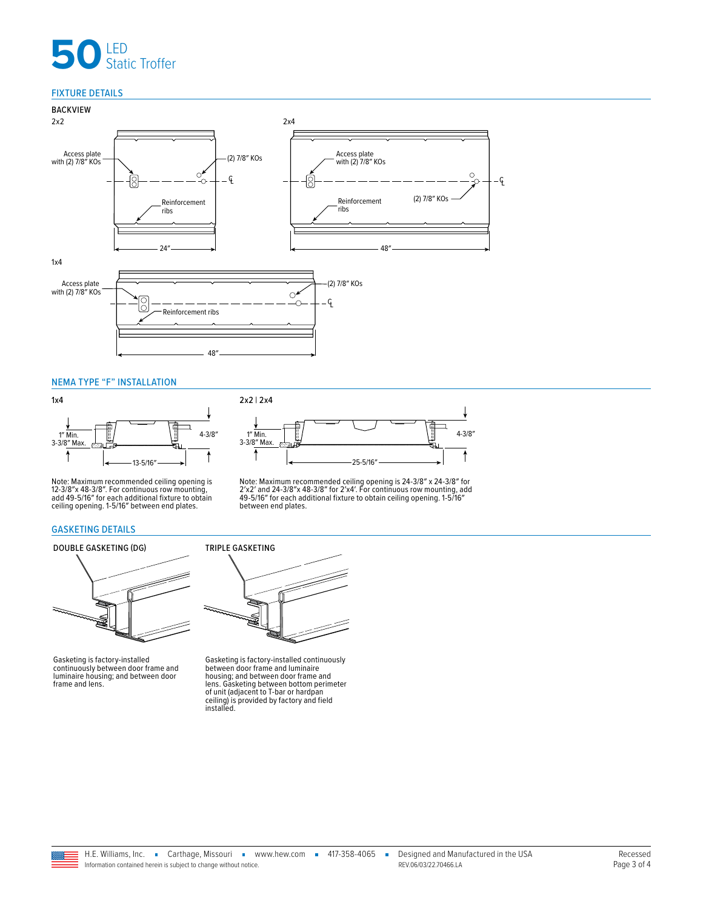# 50 LED Static Troffer

## FIXTURE DETAILS

### BACKVIEW

2x2

Access plate with (2) 7/8″ KOs

(2) 7/8″ KOs

Reinforcement ribs

24″

2x4

Access plate with (2) 7/8″ KOs

Reinforcement ribs

(2) 7/8″ KOs

48″

1x4

Access plate with (2) 7/8″ KOs

(2) 7/8″ KOs

Reinforcement ribs

48″

## NEMA TYPE "F" INSTALLATION

1x4

1″ Min. 3-3/8″ Max.

4-3/8″

13-5/16″

Note: Maximum recommended ceiling opening is 12-3/8″x 48-3/8″. For continuous row mounting, add 49-5/16″ for each additional fixture to obtain ceiling opening. 1-5/16″ between end plates.

2x2 | 2x4

1″ Min. 3-3/8″ Max.

4-3/8″

25-5/16″

Note: Maximum recommended ceiling opening is 24-3/8″ x 24-3/8″ for 2′x2′ and 24-3/8″x 48-3/8″ for 2′x4′. For continuous row mounting, add 49-5/16″ for each additional fixture to obtain ceiling opening. 1-5/16″ between end plates.

## GASKETING DETAILS

### DOUBLE GASKETING (DG)

Gasketing is factory-installed continuously between door frame and luminaire housing; and between door frame and lens.

### TRIPLE GASKETING

Gasketing is factory-installed continuously between door frame and luminaire housing; and between door frame and lens. Gasketing between bottom perimeter of unit (adjacent to T-bar or hardpan ceiling) is provided by factory and field installed.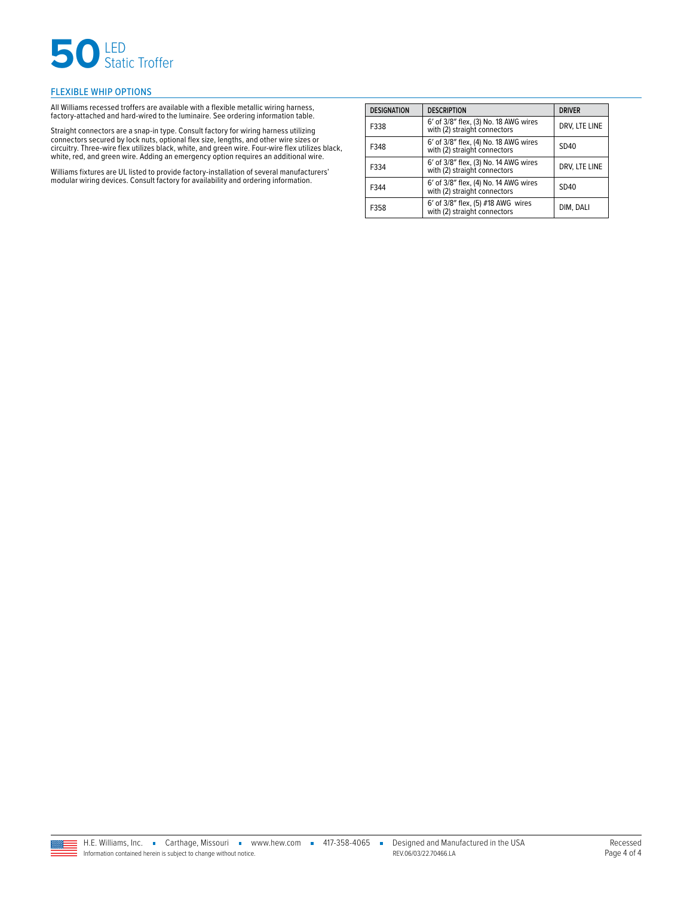# 50 LED Static Troffer

## FLEXIBLE WHIP OPTIONS

All Williams recessed troffers are available with a flexible metallic wiring harness, factory-attached and hard-wired to the luminaire. See ordering information table.

Straight connectors are a snap-in type. Consult factory for wiring harness utilizing connectors secured by lock nuts, optional flex size, lengths, and other wire sizes or circuitry. Three-wire flex utilizes black, white, and green wire. Four-wire flex utilizes black, white, red, and green wire. Adding an emergency option requires an additional wire.

Williams fixtures are UL listed to provide factory-installation of several manufacturers' modular wiring devices. Consult factory for availability and ordering information.

| DESIGNATION | DESCRIPTION | DRIVER |
|---|---|---|
| F338 | 6' of 3/8" flex, (3) No. 18 AWG wires with (2) straight connectors | DRV, LTE LINE |
| F348 | 6' of 3/8" flex, (4) No. 18 AWG wires with (2) straight connectors | SD40 |
| F334 | 6' of 3/8" flex, (3) No. 14 AWG wires with (2) straight connectors | DRV, LTE LINE |
| F344 | 6' of 3/8" flex, (4) No. 14 AWG wires with (2) straight connectors | SD40 |
| F358 | 6' of 3/8" flex, (5) #18 AWG wires with (2) straight connectors | DIM, DALI |

H.E. Williams, Inc. ▪ Carthage, Missouri ▪ www.hew.com ▪ 417-358-4065 ▪ Designed and Manufactured in the USA

Information contained herein is subject to change without notice.

REV.06/03/22.70466.LA